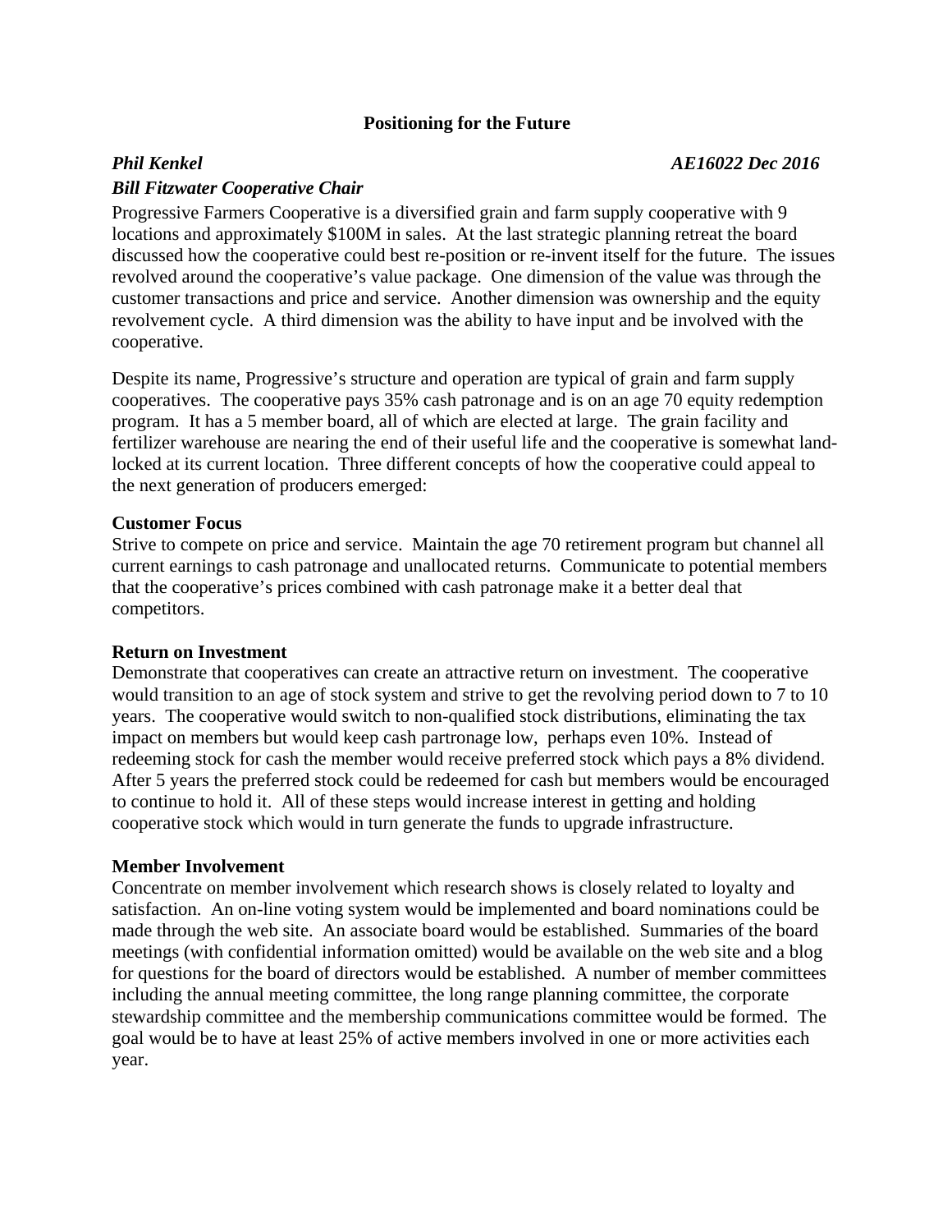# Positioning for the Future

***Phil Kenkel*** ***AE16022 Dec 2016***

***Bill Fitzwater Cooperative Chair***

Progressive Farmers Cooperative is a diversified grain and farm supply cooperative with 9 locations and approximately $100M in sales. At the last strategic planning retreat the board discussed how the cooperative could best re-position or re-invent itself for the future. The issues revolved around the cooperative's value package. One dimension of the value was through the customer transactions and price and service. Another dimension was ownership and the equity revolvement cycle. A third dimension was the ability to have input and be involved with the cooperative.

Despite its name, Progressive's structure and operation are typical of grain and farm supply cooperatives. The cooperative pays 35% cash patronage and is on an age 70 equity redemption program. It has a 5 member board, all of which are elected at large. The grain facility and fertilizer warehouse are nearing the end of their useful life and the cooperative is somewhat land-locked at its current location. Three different concepts of how the cooperative could appeal to the next generation of producers emerged:

**Customer Focus**

Strive to compete on price and service. Maintain the age 70 retirement program but channel all current earnings to cash patronage and unallocated returns. Communicate to potential members that the cooperative's prices combined with cash patronage make it a better deal that competitors.

**Return on Investment**

Demonstrate that cooperatives can create an attractive return on investment. The cooperative would transition to an age of stock system and strive to get the revolving period down to 7 to 10 years. The cooperative would switch to non-qualified stock distributions, eliminating the tax impact on members but would keep cash partronage low, perhaps even 10%. Instead of redeeming stock for cash the member would receive preferred stock which pays a 8% dividend. After 5 years the preferred stock could be redeemed for cash but members would be encouraged to continue to hold it. All of these steps would increase interest in getting and holding cooperative stock which would in turn generate the funds to upgrade infrastructure.

**Member Involvement**

Concentrate on member involvement which research shows is closely related to loyalty and satisfaction. An on-line voting system would be implemented and board nominations could be made through the web site. An associate board would be established. Summaries of the board meetings (with confidential information omitted) would be available on the web site and a blog for questions for the board of directors would be established. A number of member committees including the annual meeting committee, the long range planning committee, the corporate stewardship committee and the membership communications committee would be formed. The goal would be to have at least 25% of active members involved in one or more activities each year.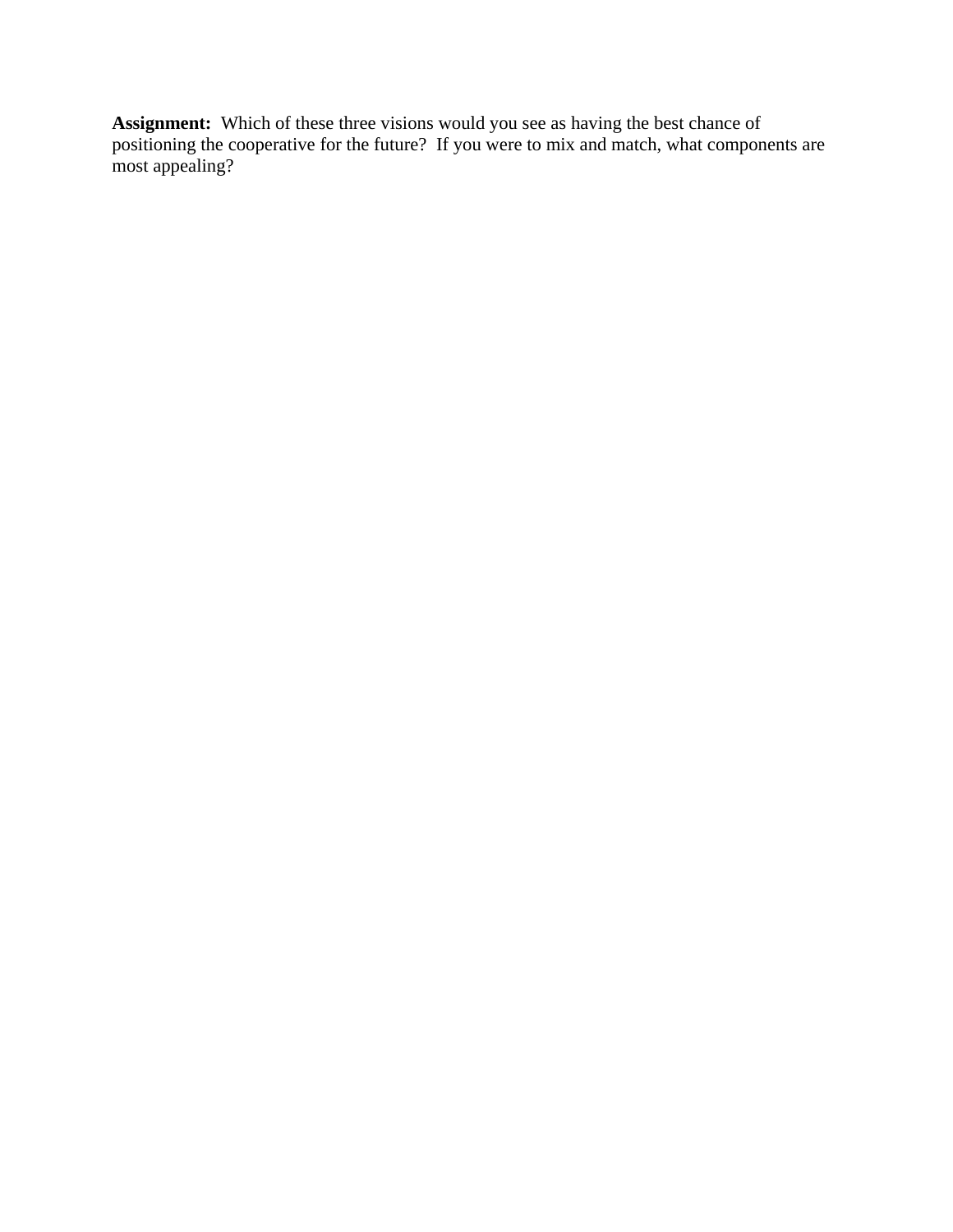**Assignment:** Which of these three visions would you see as having the best chance of positioning the cooperative for the future? If you were to mix and match, what components are most appealing?